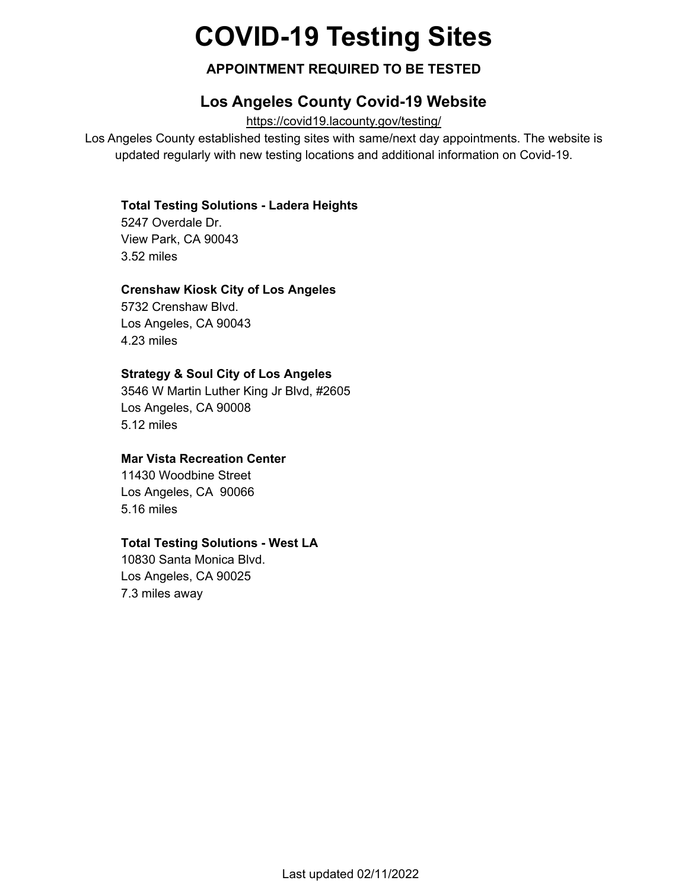# COVID-19 Testing Sites

**APPOINTMENT REQUIRED TO BE TESTED**

## Los Angeles County Covid-19 Website

https://covid19.lacounty.gov/testing/

Los Angeles County established testing sites with same/next day appointments. The website is updated regularly with new testing locations and additional information on Covid-19.

**Total Testing Solutions - Ladera Heights**
5247 Overdale Dr.
View Park, CA 90043
3.52 miles

**Crenshaw Kiosk City of Los Angeles**
5732 Crenshaw Blvd.
Los Angeles, CA 90043
4.23 miles

**Strategy & Soul City of Los Angeles**
3546 W Martin Luther King Jr Blvd, #2605
Los Angeles, CA 90008
5.12 miles

**Mar Vista Recreation Center**
11430 Woodbine Street
Los Angeles, CA 90066
5.16 miles

**Total Testing Solutions - West LA**
10830 Santa Monica Blvd.
Los Angeles, CA 90025
7.3 miles away

Last updated 02/11/2022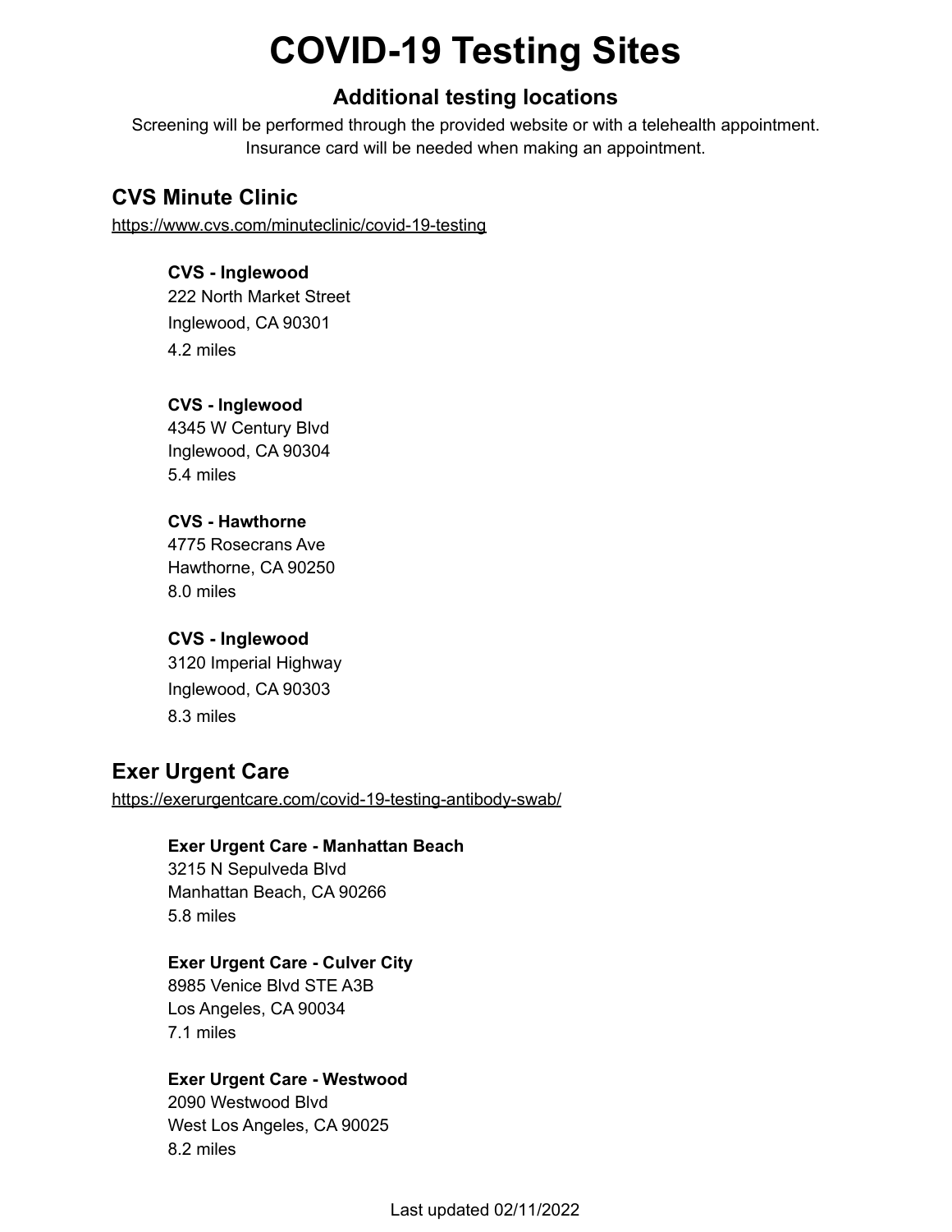# COVID-19 Testing Sites

### Additional testing locations

Screening will be performed through the provided website or with a telehealth appointment. Insurance card will be needed when making an appointment.

## CVS Minute Clinic

https://www.cvs.com/minuteclinic/covid-19-testing

**CVS - Inglewood**
222 North Market Street
Inglewood, CA 90301
4.2 miles

**CVS - Inglewood**
4345 W Century Blvd
Inglewood, CA 90304
5.4 miles

**CVS - Hawthorne**
4775 Rosecrans Ave
Hawthorne, CA 90250
8.0 miles

**CVS - Inglewood**
3120 Imperial Highway
Inglewood, CA 90303
8.3 miles

## Exer Urgent Care

https://exerurgentcare.com/covid-19-testing-antibody-swab/

**Exer Urgent Care - Manhattan Beach**
3215 N Sepulveda Blvd
Manhattan Beach, CA 90266
5.8 miles

**Exer Urgent Care - Culver City**
8985 Venice Blvd STE A3B
Los Angeles, CA 90034
7.1 miles

**Exer Urgent Care - Westwood**
2090 Westwood Blvd
West Los Angeles, CA 90025
8.2 miles

Last updated 02/11/2022